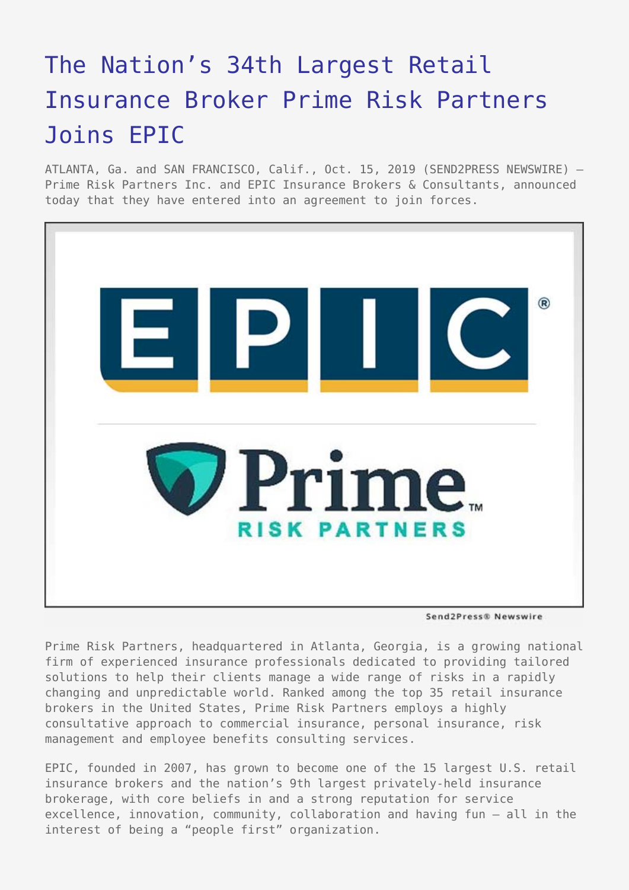# The Nation's 34th Largest Retail Insurance Broker Prime Risk Partners Joins EPIC

ATLANTA, Ga. and SAN FRANCISCO, Calif., Oct. 15, 2019 (SEND2PRESS NEWSWIRE) — Prime Risk Partners Inc. and EPIC Insurance Brokers & Consultants, announced today that they have entered into an agreement to join forces.

Send2Press® Newswire

Prime Risk Partners, headquartered in Atlanta, Georgia, is a growing national firm of experienced insurance professionals dedicated to providing tailored solutions to help their clients manage a wide range of risks in a rapidly changing and unpredictable world. Ranked among the top 35 retail insurance brokers in the United States, Prime Risk Partners employs a highly consultative approach to commercial insurance, personal insurance, risk management and employee benefits consulting services.

EPIC, founded in 2007, has grown to become one of the 15 largest U.S. retail insurance brokers and the nation's 9th largest privately-held insurance brokerage, with core beliefs in and a strong reputation for service excellence, innovation, community, collaboration and having fun — all in the interest of being a "people first" organization.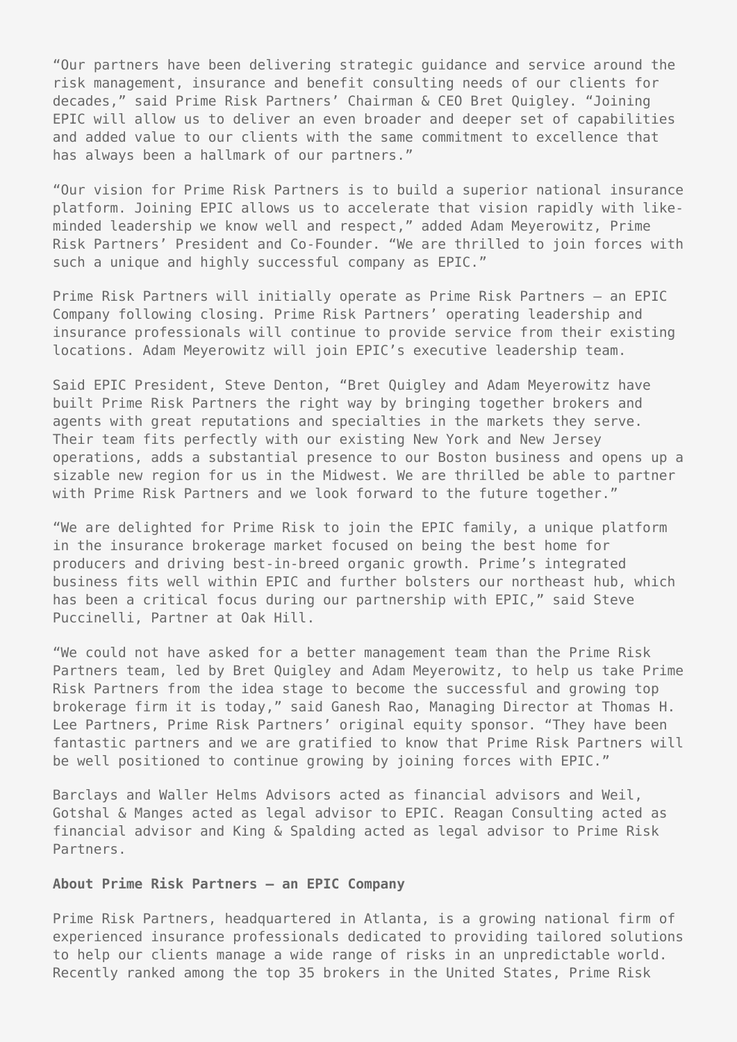"Our partners have been delivering strategic guidance and service around the risk management, insurance and benefit consulting needs of our clients for decades," said Prime Risk Partners' Chairman & CEO Bret Quigley. "Joining EPIC will allow us to deliver an even broader and deeper set of capabilities and added value to our clients with the same commitment to excellence that has always been a hallmark of our partners."

"Our vision for Prime Risk Partners is to build a superior national insurance platform. Joining EPIC allows us to accelerate that vision rapidly with like-minded leadership we know well and respect," added Adam Meyerowitz, Prime Risk Partners' President and Co-Founder. "We are thrilled to join forces with such a unique and highly successful company as EPIC."

Prime Risk Partners will initially operate as Prime Risk Partners – an EPIC Company following closing. Prime Risk Partners' operating leadership and insurance professionals will continue to provide service from their existing locations. Adam Meyerowitz will join EPIC's executive leadership team.

Said EPIC President, Steve Denton, "Bret Quigley and Adam Meyerowitz have built Prime Risk Partners the right way by bringing together brokers and agents with great reputations and specialties in the markets they serve. Their team fits perfectly with our existing New York and New Jersey operations, adds a substantial presence to our Boston business and opens up a sizable new region for us in the Midwest. We are thrilled be able to partner with Prime Risk Partners and we look forward to the future together."

"We are delighted for Prime Risk to join the EPIC family, a unique platform in the insurance brokerage market focused on being the best home for producers and driving best-in-breed organic growth. Prime's integrated business fits well within EPIC and further bolsters our northeast hub, which has been a critical focus during our partnership with EPIC," said Steve Puccinelli, Partner at Oak Hill.

"We could not have asked for a better management team than the Prime Risk Partners team, led by Bret Quigley and Adam Meyerowitz, to help us take Prime Risk Partners from the idea stage to become the successful and growing top brokerage firm it is today," said Ganesh Rao, Managing Director at Thomas H. Lee Partners, Prime Risk Partners' original equity sponsor. "They have been fantastic partners and we are gratified to know that Prime Risk Partners will be well positioned to continue growing by joining forces with EPIC."

Barclays and Waller Helms Advisors acted as financial advisors and Weil, Gotshal & Manges acted as legal advisor to EPIC. Reagan Consulting acted as financial advisor and King & Spalding acted as legal advisor to Prime Risk Partners.

**About Prime Risk Partners – an EPIC Company**

Prime Risk Partners, headquartered in Atlanta, is a growing national firm of experienced insurance professionals dedicated to providing tailored solutions to help our clients manage a wide range of risks in an unpredictable world. Recently ranked among the top 35 brokers in the United States, Prime Risk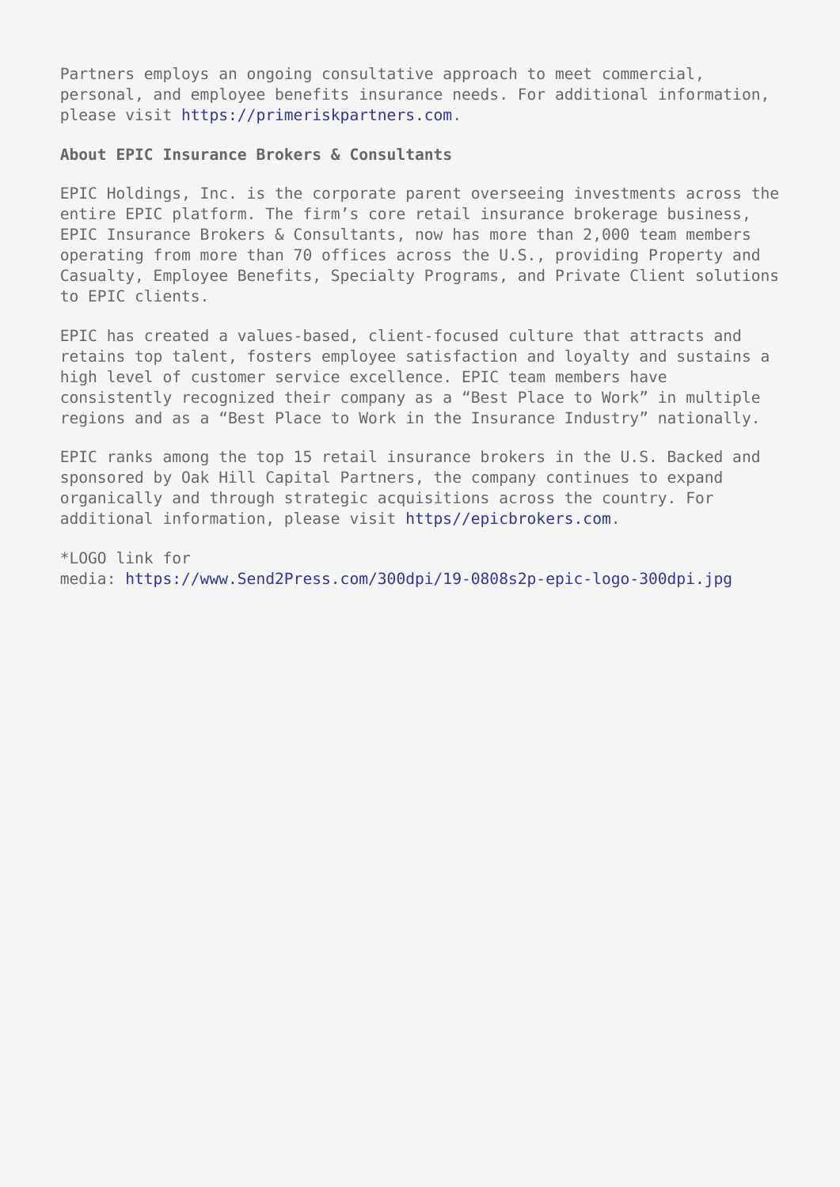Partners employs an ongoing consultative approach to meet commercial, personal, and employee benefits insurance needs. For additional information, please visit https://primeriskpartners.com.

**About EPIC Insurance Brokers & Consultants**

EPIC Holdings, Inc. is the corporate parent overseeing investments across the entire EPIC platform. The firm's core retail insurance brokerage business, EPIC Insurance Brokers & Consultants, now has more than 2,000 team members operating from more than 70 offices across the U.S., providing Property and Casualty, Employee Benefits, Specialty Programs, and Private Client solutions to EPIC clients.

EPIC has created a values-based, client-focused culture that attracts and retains top talent, fosters employee satisfaction and loyalty and sustains a high level of customer service excellence. EPIC team members have consistently recognized their company as a "Best Place to Work" in multiple regions and as a "Best Place to Work in the Insurance Industry" nationally.

EPIC ranks among the top 15 retail insurance brokers in the U.S. Backed and sponsored by Oak Hill Capital Partners, the company continues to expand organically and through strategic acquisitions across the country. For additional information, please visit https//epicbrokers.com.

*LOGO link for media: https://www.Send2Press.com/300dpi/19-0808s2p-epic-logo-300dpi.jpg